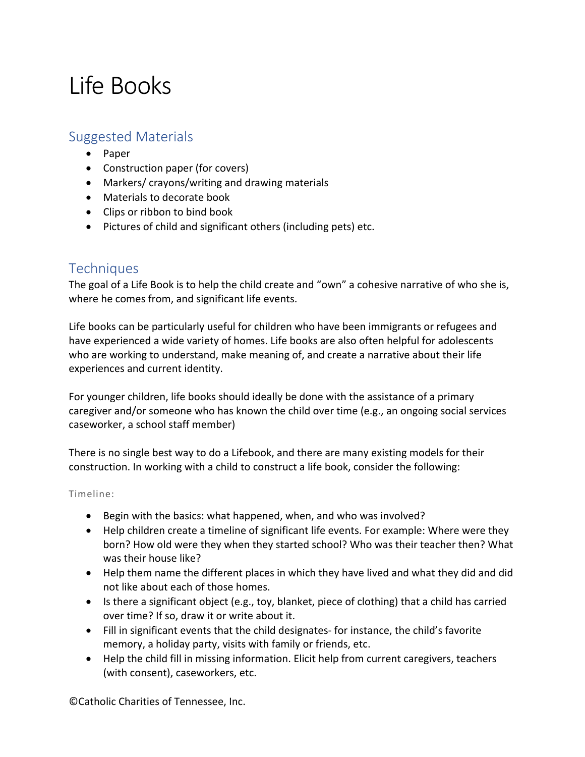# Life Books

## Suggested Materials

- Paper
- Construction paper (for covers)
- Markers/ crayons/writing and drawing materials
- Materials to decorate book
- Clips or ribbon to bind book
- Pictures of child and significant others (including pets) etc.

## Techniques

The goal of a Life Book is to help the child create and "own" a cohesive narrative of who she is, where he comes from, and significant life events.

Life books can be particularly useful for children who have been immigrants or refugees and have experienced a wide variety of homes. Life books are also often helpful for adolescents who are working to understand, make meaning of, and create a narrative about their life experiences and current identity.

For younger children, life books should ideally be done with the assistance of a primary caregiver and/or someone who has known the child over time (e.g., an ongoing social services caseworker, a school staff member)

There is no single best way to do a Lifebook, and there are many existing models for their construction. In working with a child to construct a life book, consider the following:

#### Timeline:

- Begin with the basics: what happened, when, and who was involved?
- Help children create a timeline of significant life events. For example: Where were they born? How old were they when they started school? Who was their teacher then? What was their house like?
- Help them name the different places in which they have lived and what they did and did not like about each of those homes.
- Is there a significant object (e.g., toy, blanket, piece of clothing) that a child has carried over time? If so, draw it or write about it.
- Fill in significant events that the child designates- for instance, the child's favorite memory, a holiday party, visits with family or friends, etc.
- Help the child fill in missing information. Elicit help from current caregivers, teachers (with consent), caseworkers, etc.

©Catholic Charities of Tennessee, Inc.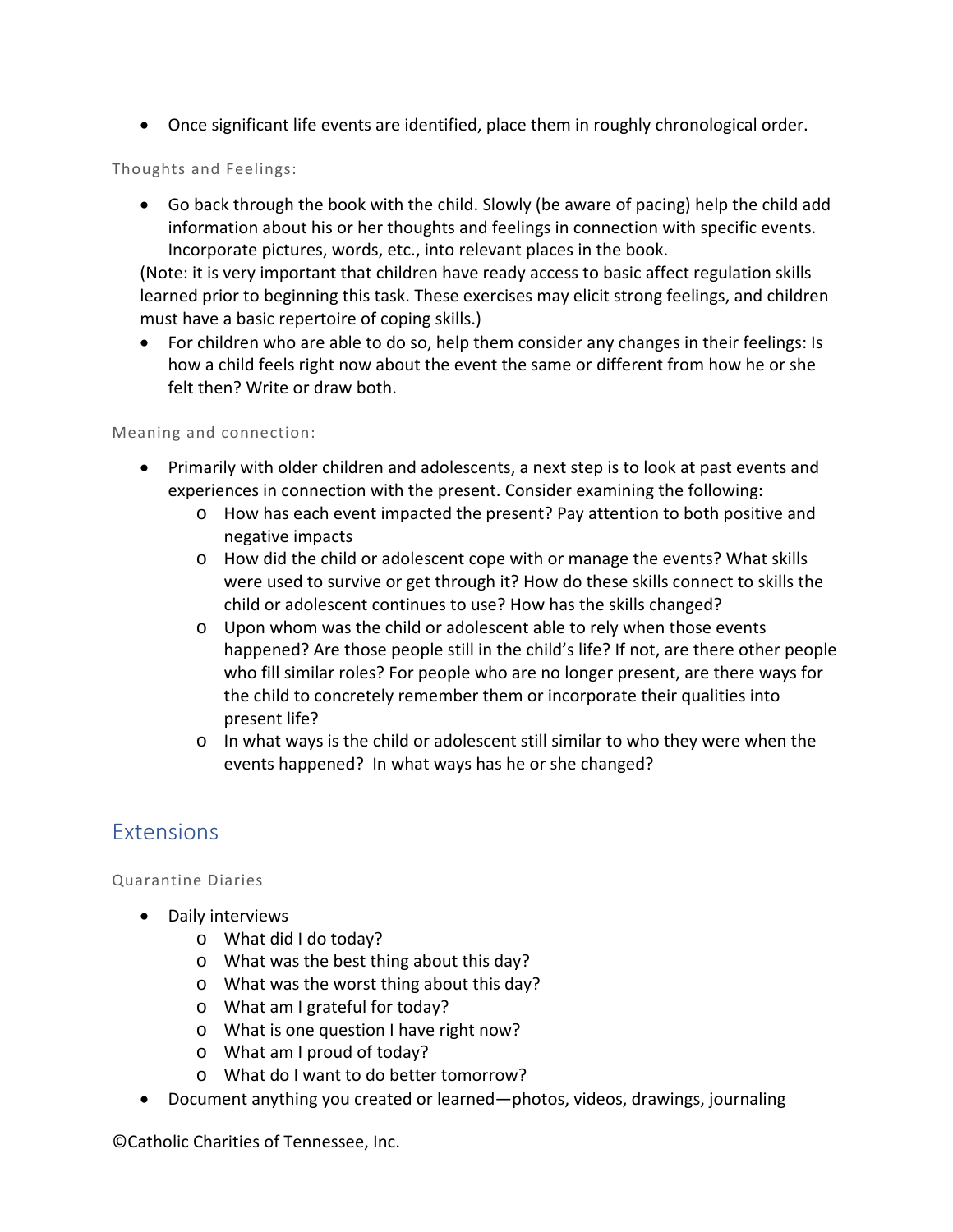- Once significant life events are identified, place them in roughly chronological order.

### Thoughts and Feelings:

- Go back through the book with the child. Slowly (be aware of pacing) help the child add information about his or her thoughts and feelings in connection with specific events. Incorporate pictures, words, etc., into relevant places in the book.

(Note: it is very important that children have ready access to basic affect regulation skills learned prior to beginning this task. These exercises may elicit strong feelings, and children must have a basic repertoire of coping skills.)

- For children who are able to do so, help them consider any changes in their feelings: Is how a child feels right now about the event the same or different from how he or she felt then? Write or draw both.

### Meaning and connection:

- Primarily with older children and adolescents, a next step is to look at past events and experiences in connection with the present. Consider examining the following:
  - How has each event impacted the present? Pay attention to both positive and negative impacts
  - How did the child or adolescent cope with or manage the events? What skills were used to survive or get through it? How do these skills connect to skills the child or adolescent continues to use? How has the skills changed?
  - Upon whom was the child or adolescent able to rely when those events happened? Are those people still in the child's life? If not, are there other people who fill similar roles? For people who are no longer present, are there ways for the child to concretely remember them or incorporate their qualities into present life?
  - In what ways is the child or adolescent still similar to who they were when the events happened? In what ways has he or she changed?

## Extensions

### Quarantine Diaries

- Daily interviews
  - What did I do today?
  - What was the best thing about this day?
  - What was the worst thing about this day?
  - What am I grateful for today?
  - What is one question I have right now?
  - What am I proud of today?
  - What do I want to do better tomorrow?
- Document anything you created or learned—photos, videos, drawings, journaling

©Catholic Charities of Tennessee, Inc.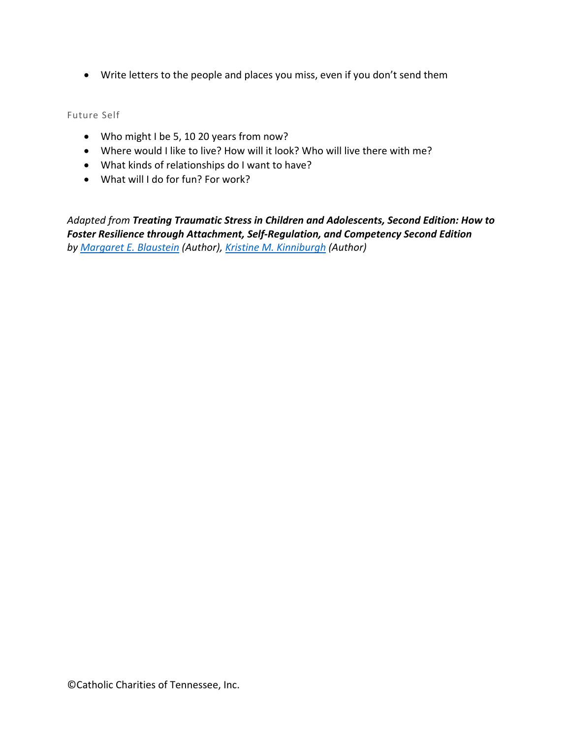- Write letters to the people and places you miss, even if you don't send them

### Future Self

- Who might I be 5, 10 20 years from now?
- Where would I like to live? How will it look? Who will live there with me?
- What kinds of relationships do I want to have?
- What will I do for fun? For work?

*Adapted from* ***Treating Traumatic Stress in Children and Adolescents, Second Edition: How to Foster Resilience through Attachment, Self-Regulation, and Competency Second Edition*** *by Margaret E. Blaustein (Author), Kristine M. Kinniburgh (Author)*

©Catholic Charities of Tennessee, Inc.